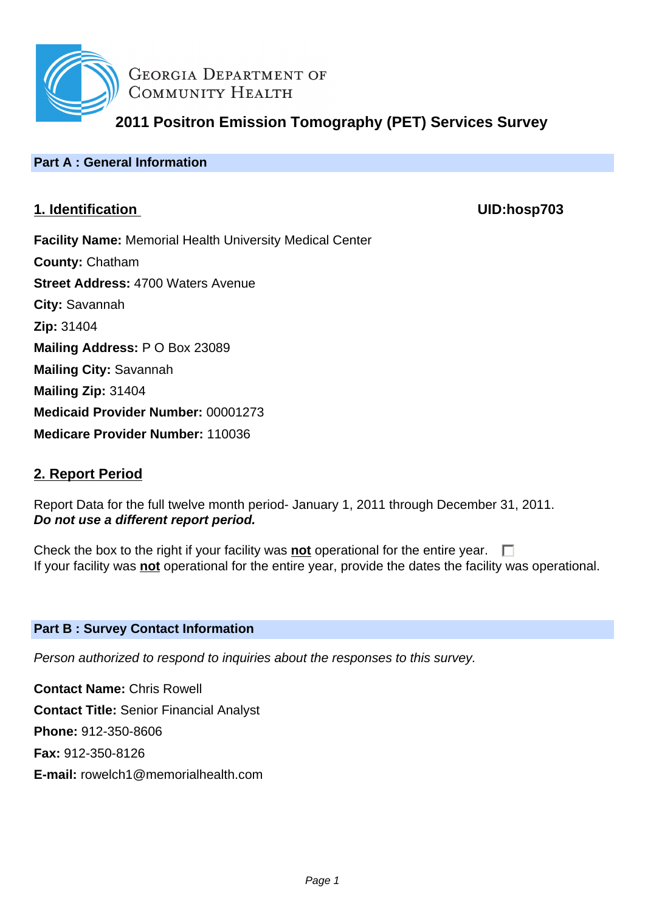GEORGIA DEPARTMENT OF COMMUNITY HEALTH

# 2011 Positron Emission Tomography (PET) Services Survey

## Part A : General Information

### 1. Identification

**UID:hosp703**

**Facility Name:** Memorial Health University Medical Center

**County:** Chatham

**Street Address:** 4700 Waters Avenue

**City:** Savannah

**Zip:** 31404

**Mailing Address:** P O Box 23089

**Mailing City:** Savannah

**Mailing Zip:** 31404

**Medicaid Provider Number:** 00001273

**Medicare Provider Number:** 110036

### 2. Report Period

Report Data for the full twelve month period- January 1, 2011 through December 31, 2011.
***Do not use a different report period.***

Check the box to the right if your facility was **not** operational for the entire year. ☐
If your facility was **not** operational for the entire year, provide the dates the facility was operational.

## Part B : Survey Contact Information

*Person authorized to respond to inquiries about the responses to this survey.*

**Contact Name:** Chris Rowell

**Contact Title:** Senior Financial Analyst

**Phone:** 912-350-8606

**Fax:** 912-350-8126

**E-mail:** rowelch1@memorialhealth.com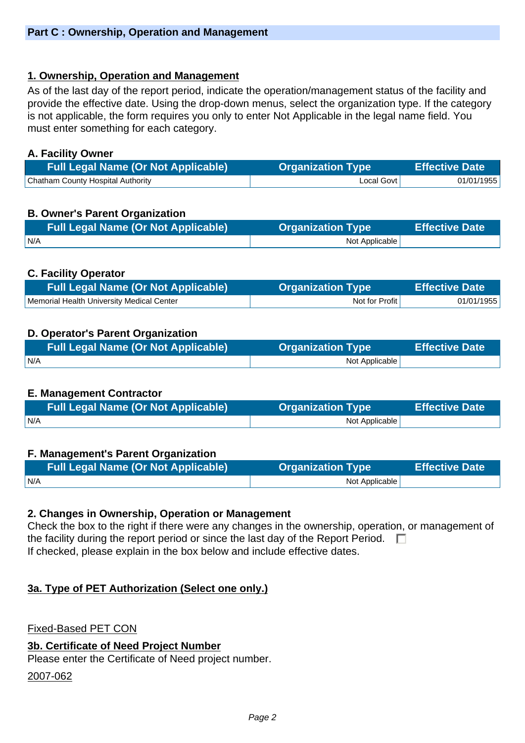## Part C : Ownership, Operation and Management

### 1. Ownership, Operation and Management

As of the last day of the report period, indicate the operation/management status of the facility and provide the effective date. Using the drop-down menus, select the organization type. If the category is not applicable, the form requires you only to enter Not Applicable in the legal name field. You must enter something for each category.

**A. Facility Owner**

| Full Legal Name (Or Not Applicable) | Organization Type | Effective Date |
|---|---|---|
| Chatham County Hospital Authority | Local Govt | 01/01/1955 |

**B. Owner's Parent Organization**

| Full Legal Name (Or Not Applicable) | Organization Type | Effective Date |
|---|---|---|
| N/A | Not Applicable | |

**C. Facility Operator**

| Full Legal Name (Or Not Applicable) | Organization Type | Effective Date |
|---|---|---|
| Memorial Health University Medical Center | Not for Profit | 01/01/1955 |

**D. Operator's Parent Organization**

| Full Legal Name (Or Not Applicable) | Organization Type | Effective Date |
|---|---|---|
| N/A | Not Applicable | |

**E. Management Contractor**

| Full Legal Name (Or Not Applicable) | Organization Type | Effective Date |
|---|---|---|
| N/A | Not Applicable | |

**F. Management's Parent Organization**

| Full Legal Name (Or Not Applicable) | Organization Type | Effective Date |
|---|---|---|
| N/A | Not Applicable | |

**2. Changes in Ownership, Operation or Management**

Check the box to the right if there were any changes in the ownership, operation, or management of the facility during the report period or since the last day of the Report Period. ☐

If checked, please explain in the box below and include effective dates.

**3a. Type of PET Authorization (Select one only.)**

Fixed-Based PET CON

**3b. Certificate of Need Project Number**

Please enter the Certificate of Need project number.

2007-062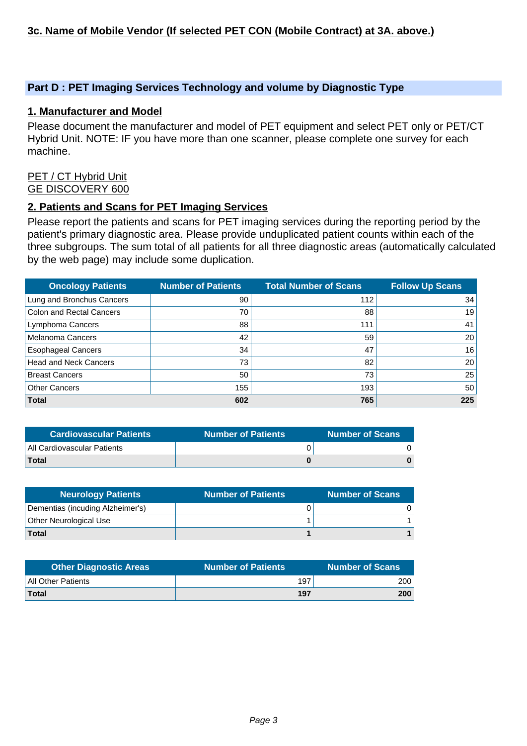**3c. Name of Mobile Vendor (If selected PET CON (Mobile Contract) at 3A. above.)**

## Part D : PET Imaging Services Technology and volume by Diagnostic Type

### 1. Manufacturer and Model

Please document the manufacturer and model of PET equipment and select PET only or PET/CT Hybrid Unit. NOTE: IF you have more than one scanner, please complete one survey for each machine.

PET / CT Hybrid Unit
GE DISCOVERY 600

### 2. Patients and Scans for PET Imaging Services

Please report the patients and scans for PET imaging services during the reporting period by the patient's primary diagnostic area. Please provide unduplicated patient counts within each of the three subgroups. The sum total of all patients for all three diagnostic areas (automatically calculated by the web page) may include some duplication.

| Oncology Patients | Number of Patients | Total Number of Scans | Follow Up Scans |
|---|---|---|---|
| Lung and Bronchus Cancers | 90 | 112 | 34 |
| Colon and Rectal Cancers | 70 | 88 | 19 |
| Lymphoma Cancers | 88 | 111 | 41 |
| Melanoma Cancers | 42 | 59 | 20 |
| Esophageal Cancers | 34 | 47 | 16 |
| Head and Neck Cancers | 73 | 82 | 20 |
| Breast Cancers | 50 | 73 | 25 |
| Other Cancers | 155 | 193 | 50 |
| **Total** | **602** | **765** | **225** |

| Cardiovascular Patients | Number of Patients | Number of Scans |
|---|---|---|
| All Cardiovascular Patients | 0 | 0 |
| **Total** | **0** | **0** |

| Neurology Patients | Number of Patients | Number of Scans |
|---|---|---|
| Dementias (incuding Alzheimer's) | 0 | 0 |
| Other Neurological Use | 1 | 1 |
| **Total** | **1** | **1** |

| Other Diagnostic Areas | Number of Patients | Number of Scans |
|---|---|---|
| All Other Patients | 197 | 200 |
| **Total** | **197** | **200** |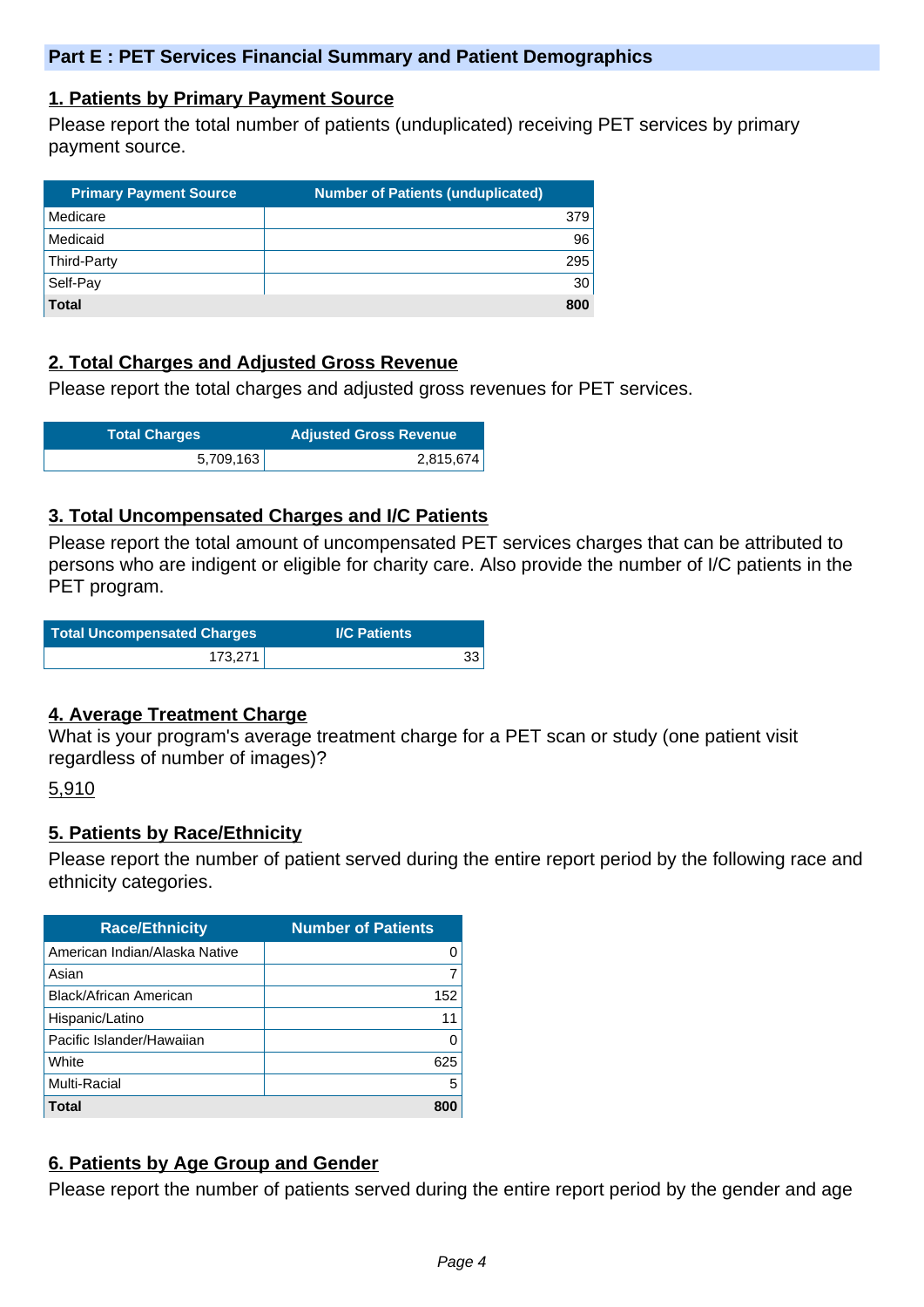## Part E : PET Services Financial Summary and Patient Demographics

### 1. Patients by Primary Payment Source

Please report the total number of patients (unduplicated) receiving PET services by primary payment source.

| Primary Payment Source | Number of Patients (unduplicated) |
|---|---|
| Medicare | 379 |
| Medicaid | 96 |
| Third-Party | 295 |
| Self-Pay | 30 |
| **Total** | **800** |

### 2. Total Charges and Adjusted Gross Revenue

Please report the total charges and adjusted gross revenues for PET services.

| Total Charges | Adjusted Gross Revenue |
|---|---|
| 5,709,163 | 2,815,674 |

### 3. Total Uncompensated Charges and I/C Patients

Please report the total amount of uncompensated PET services charges that can be attributed to persons who are indigent or eligible for charity care. Also provide the number of I/C patients in the PET program.

| Total Uncompensated Charges | I/C Patients |
|---|---|
| 173,271 | 33 |

### 4. Average Treatment Charge

What is your program's average treatment charge for a PET scan or study (one patient visit regardless of number of images)?

5,910

### 5. Patients by Race/Ethnicity

Please report the number of patient served during the entire report period by the following race and ethnicity categories.

| Race/Ethnicity | Number of Patients |
|---|---|
| American Indian/Alaska Native | 0 |
| Asian | 7 |
| Black/African American | 152 |
| Hispanic/Latino | 11 |
| Pacific Islander/Hawaiian | 0 |
| White | 625 |
| Multi-Racial | 5 |
| **Total** | **800** |

### 6. Patients by Age Group and Gender

Please report the number of patients served during the entire report period by the gender and age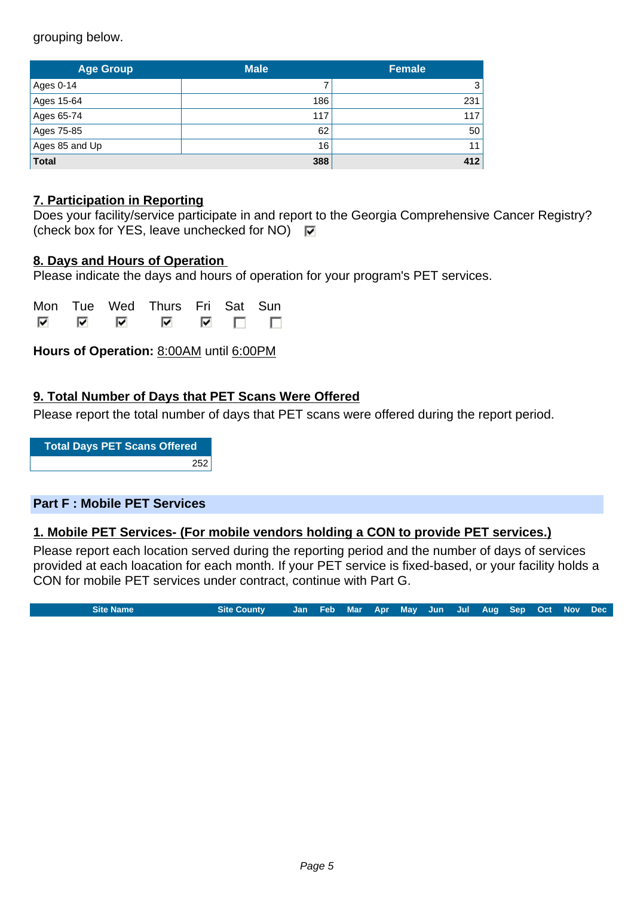grouping below.

| Age Group | Male | Female |
|---|---|---|
| Ages 0-14 | 7 | 3 |
| Ages 15-64 | 186 | 231 |
| Ages 65-74 | 117 | 117 |
| Ages 75-85 | 62 | 50 |
| Ages 85 and Up | 16 | 11 |
| **Total** | **388** | **412** |

## 7. Participation in Reporting

Does your facility/service participate in and report to the Georgia Comprehensive Cancer Registry? (check box for YES, leave unchecked for NO) ☑

## 8. Days and Hours of Operation

Please indicate the days and hours of operation for your program's PET services.

| Mon | Tue | Wed | Thurs | Fri | Sat | Sun |
|---|---|---|---|---|---|---|
| ☑ | ☑ | ☑ | ☑ | ☑ | ☐ | ☐ |

**Hours of Operation:** 8:00AM until 6:00PM

## 9. Total Number of Days that PET Scans Were Offered

Please report the total number of days that PET scans were offered during the report period.

| Total Days PET Scans Offered |
|---|
| 252 |

## Part F : Mobile PET Services

### 1. Mobile PET Services- (For mobile vendors holding a CON to provide PET services.)

Please report each location served during the reporting period and the number of days of services provided at each loacation for each month. If your PET service is fixed-based, or your facility holds a CON for mobile PET services under contract, continue with Part G.

| Site Name | Site County | Jan | Feb | Mar | Apr | May | Jun | Jul | Aug | Sep | Oct | Nov | Dec |
|---|---|---|---|---|---|---|---|---|---|---|---|---|---|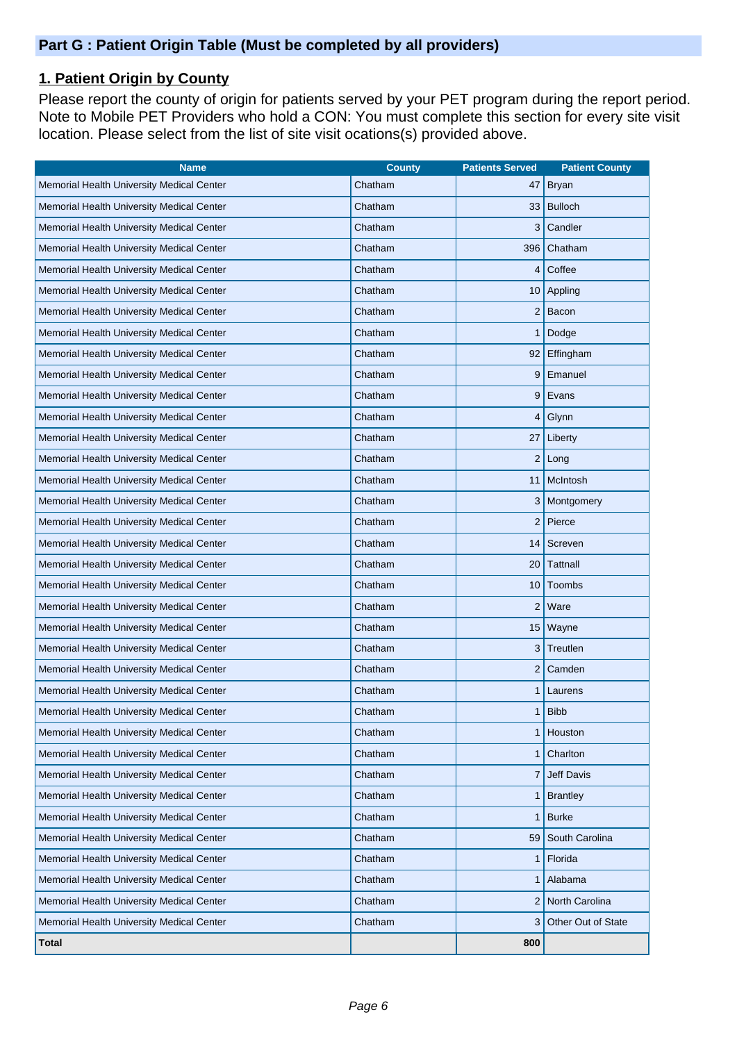## Part G : Patient Origin Table (Must be completed by all providers)

### 1. Patient Origin by County

Please report the county of origin for patients served by your PET program during the report period. Note to Mobile PET Providers who hold a CON: You must complete this section for every site visit location. Please select from the list of site visit ocations(s) provided above.

| Name | County | Patients Served | Patient County |
|---|---|---|---|
| Memorial Health University Medical Center | Chatham | 47 | Bryan |
| Memorial Health University Medical Center | Chatham | 33 | Bulloch |
| Memorial Health University Medical Center | Chatham | 3 | Candler |
| Memorial Health University Medical Center | Chatham | 396 | Chatham |
| Memorial Health University Medical Center | Chatham | 4 | Coffee |
| Memorial Health University Medical Center | Chatham | 10 | Appling |
| Memorial Health University Medical Center | Chatham | 2 | Bacon |
| Memorial Health University Medical Center | Chatham | 1 | Dodge |
| Memorial Health University Medical Center | Chatham | 92 | Effingham |
| Memorial Health University Medical Center | Chatham | 9 | Emanuel |
| Memorial Health University Medical Center | Chatham | 9 | Evans |
| Memorial Health University Medical Center | Chatham | 4 | Glynn |
| Memorial Health University Medical Center | Chatham | 27 | Liberty |
| Memorial Health University Medical Center | Chatham | 2 | Long |
| Memorial Health University Medical Center | Chatham | 11 | McIntosh |
| Memorial Health University Medical Center | Chatham | 3 | Montgomery |
| Memorial Health University Medical Center | Chatham | 2 | Pierce |
| Memorial Health University Medical Center | Chatham | 14 | Screven |
| Memorial Health University Medical Center | Chatham | 20 | Tattnall |
| Memorial Health University Medical Center | Chatham | 10 | Toombs |
| Memorial Health University Medical Center | Chatham | 2 | Ware |
| Memorial Health University Medical Center | Chatham | 15 | Wayne |
| Memorial Health University Medical Center | Chatham | 3 | Treutlen |
| Memorial Health University Medical Center | Chatham | 2 | Camden |
| Memorial Health University Medical Center | Chatham | 1 | Laurens |
| Memorial Health University Medical Center | Chatham | 1 | Bibb |
| Memorial Health University Medical Center | Chatham | 1 | Houston |
| Memorial Health University Medical Center | Chatham | 1 | Charlton |
| Memorial Health University Medical Center | Chatham | 7 | Jeff Davis |
| Memorial Health University Medical Center | Chatham | 1 | Brantley |
| Memorial Health University Medical Center | Chatham | 1 | Burke |
| Memorial Health University Medical Center | Chatham | 59 | South Carolina |
| Memorial Health University Medical Center | Chatham | 1 | Florida |
| Memorial Health University Medical Center | Chatham | 1 | Alabama |
| Memorial Health University Medical Center | Chatham | 2 | North Carolina |
| Memorial Health University Medical Center | Chatham | 3 | Other Out of State |
| **Total** | | **800** | |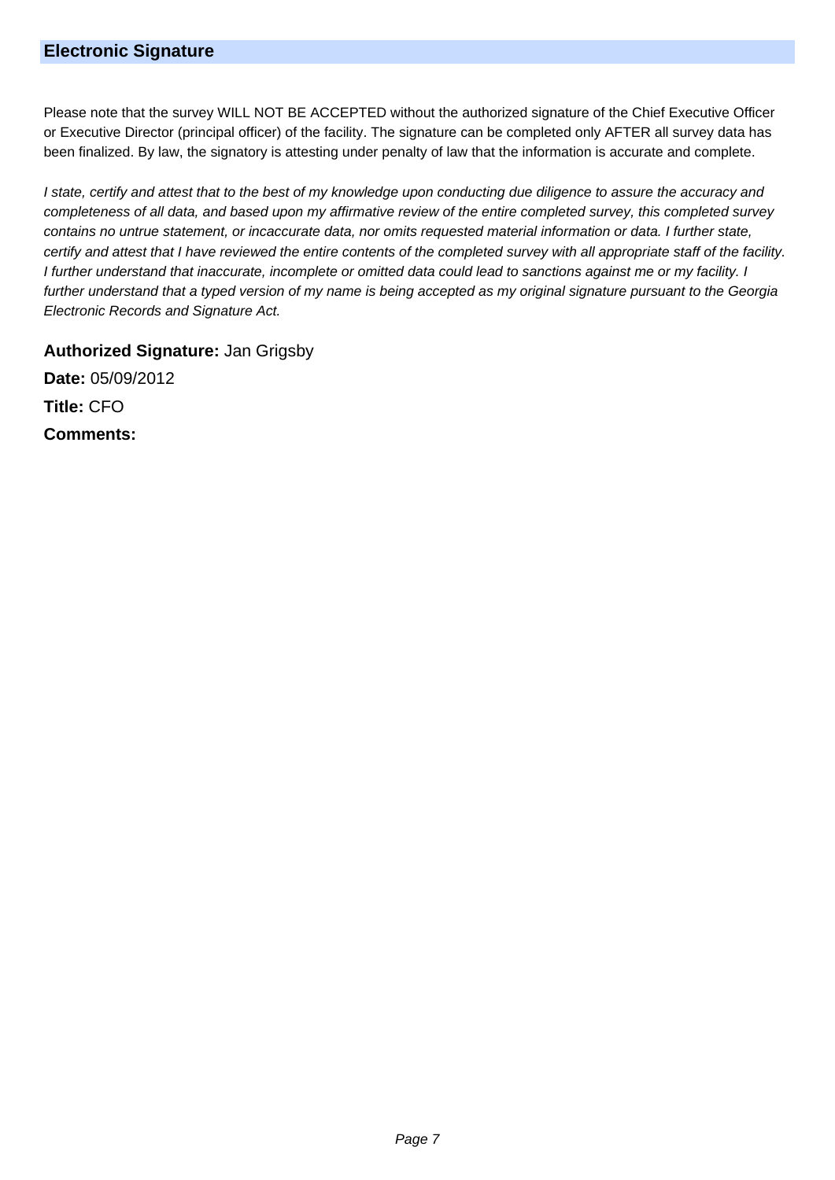## Electronic Signature

Please note that the survey WILL NOT BE ACCEPTED without the authorized signature of the Chief Executive Officer or Executive Director (principal officer) of the facility. The signature can be completed only AFTER all survey data has been finalized. By law, the signatory is attesting under penalty of law that the information is accurate and complete.

*I state, certify and attest that to the best of my knowledge upon conducting due diligence to assure the accuracy and completeness of all data, and based upon my affirmative review of the entire completed survey, this completed survey contains no untrue statement, or incaccurate data, nor omits requested material information or data. I further state, certify and attest that I have reviewed the entire contents of the completed survey with all appropriate staff of the facility. I further understand that inaccurate, incomplete or omitted data could lead to sanctions against me or my facility. I further understand that a typed version of my name is being accepted as my original signature pursuant to the Georgia Electronic Records and Signature Act.*

**Authorized Signature:** Jan Grigsby

**Date:** 05/09/2012

**Title:** CFO

**Comments:**